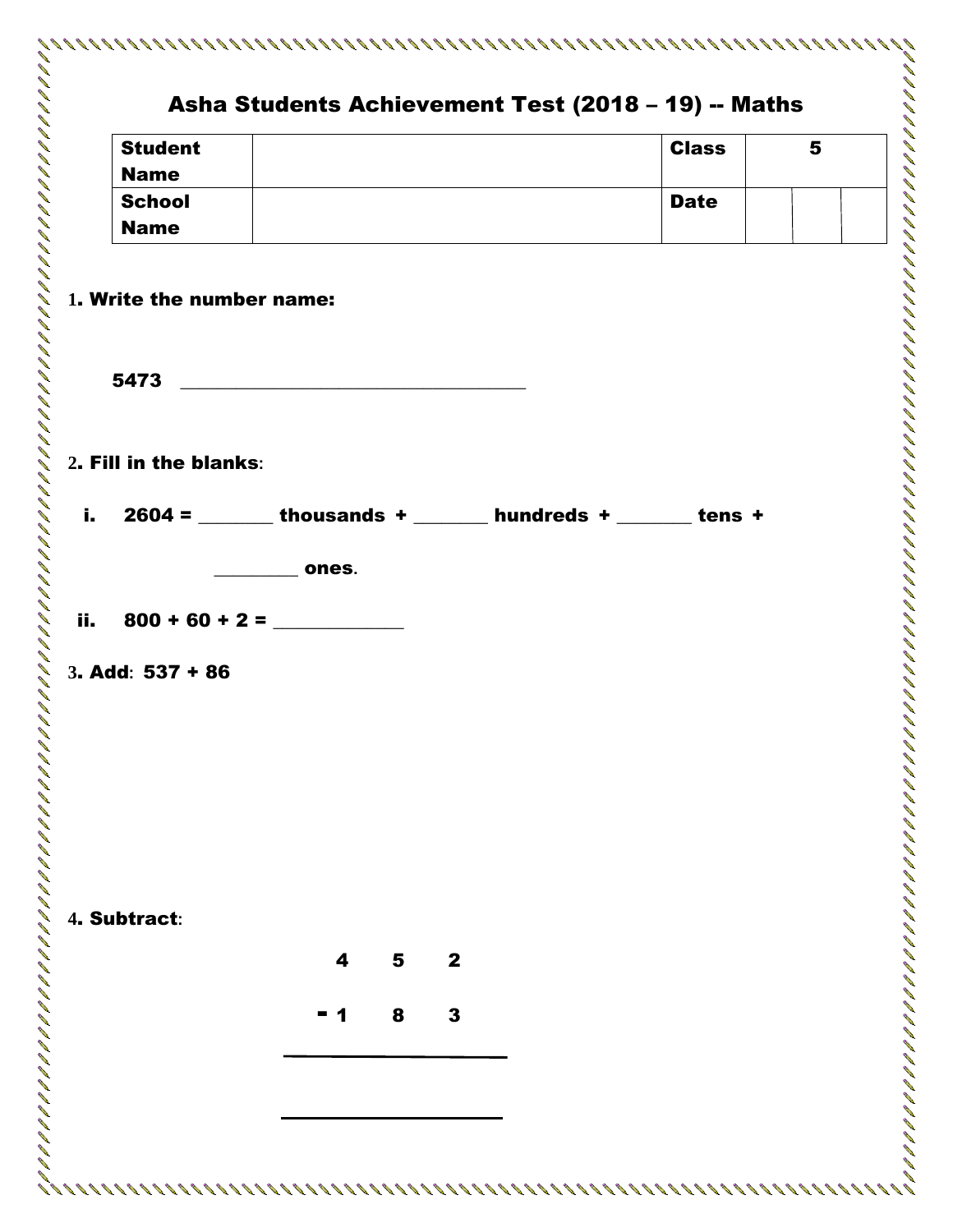# Asha Students Achievement Test (2018 – 19) -- Maths

| Student Name | | Class | 5 | |
|---|---|---|---|---|
| School Name | | Date | | |

**1. Write the number name:**

**5473** ___________________________________

**2. Fill in the blanks:**

i. **2604 = _______ thousands + _______ hundreds + _______ tens + ________ ones.**

ii. **800 + 60 + 2 = ____________**

**3. Add: 537 + 86**

**4. Subtract:**

```
    4   5   2
  - 1   8   3
  ___________

  ___________
```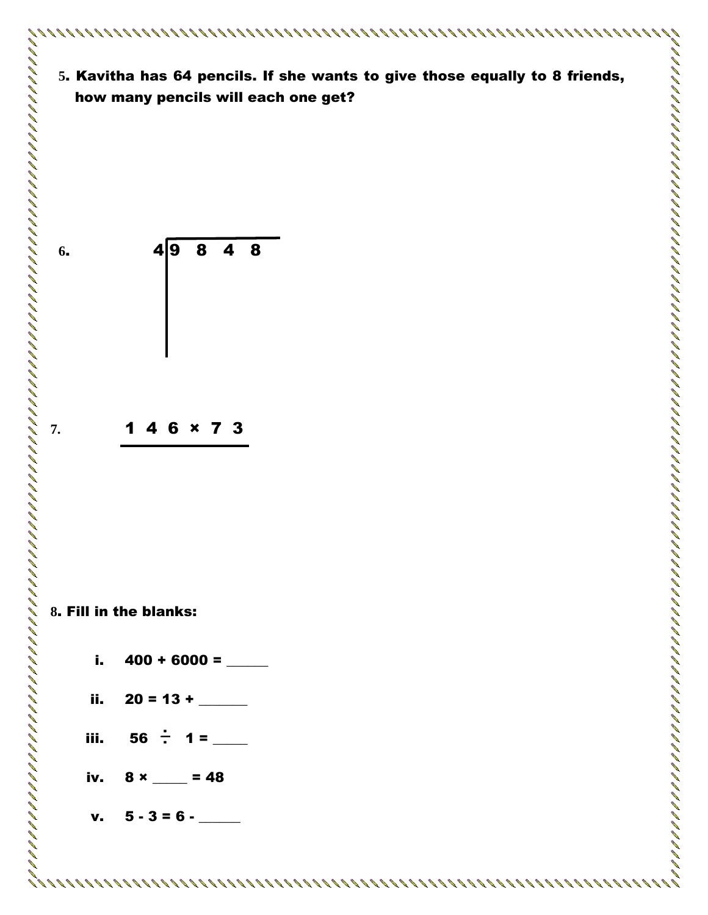5. **Kavitha has 64 pencils. If she wants to give those equally to 8 friends, how many pencils will each one get?**

6. $4 \overline{)\, 9\ 8\ 4\ 8}$

7. $\underline{1\ 4\ 6 \times 7\ 3}$

8. **Fill in the blanks:**

   i. $400 + 6000 =$ ______

   ii. $20 = 13 +$ ______

   iii. $56 \div 1 =$ _____

   iv. $8 \times$ _____ $= 48$

   v. $5 - 3 = 6 -$ ______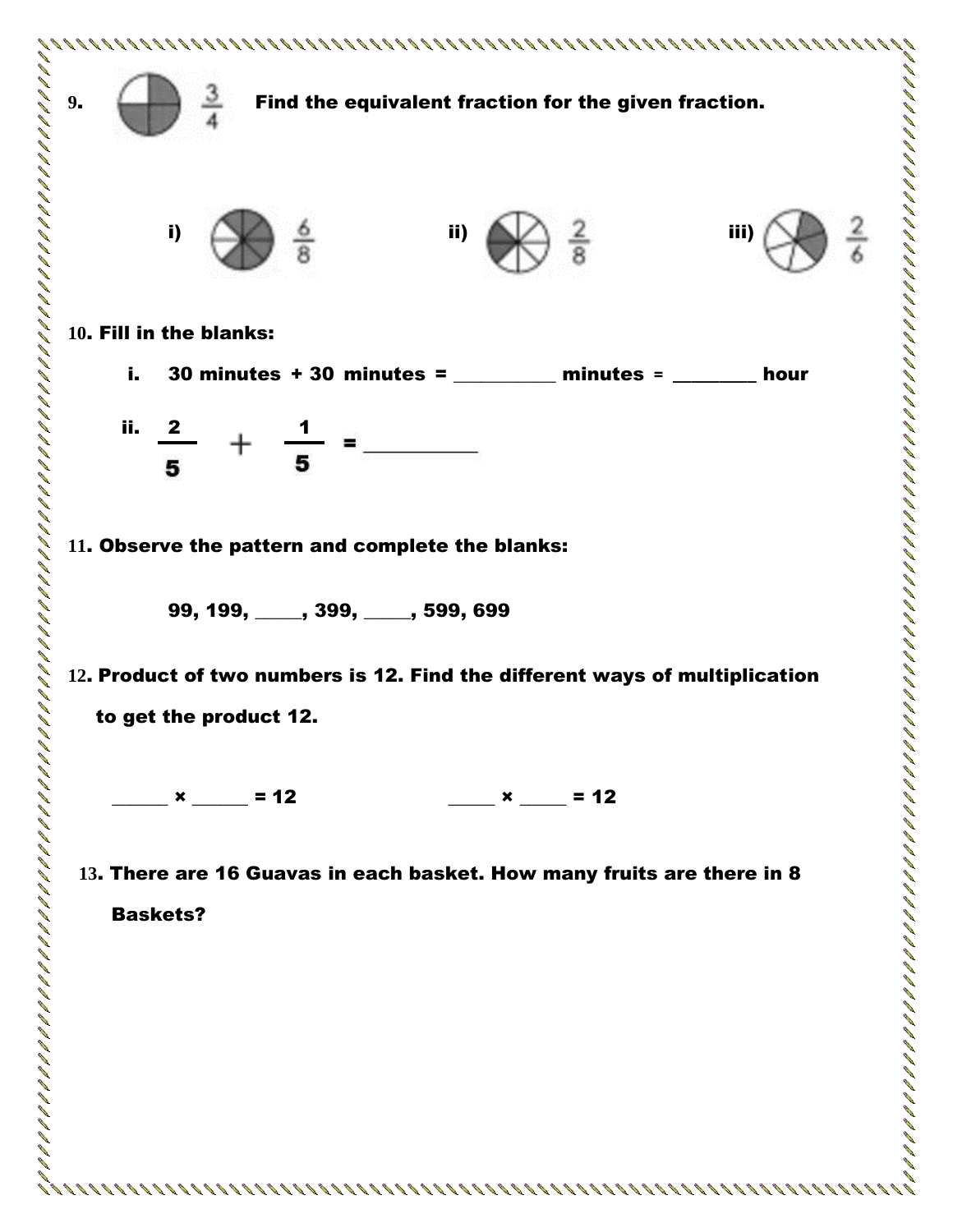9. $\frac{3}{4}$ **Find the equivalent fraction for the given fraction.**

i) $\frac{6}{8}$ ii) $\frac{2}{8}$ iii) $\frac{2}{6}$

**10. Fill in the blanks:**

i. **30 minutes + 30 minutes = __________ minutes = ________ hour**

ii. $\frac{2}{5} + \frac{1}{5}$ = __________

**11. Observe the pattern and complete the blanks:**

**99, 199, _____, 399, _____, 599, 699**

**12. Product of two numbers is 12. Find the different ways of multiplication to get the product 12.**

**______ × ______ = 12** **_____ × _____ = 12**

**13. There are 16 Guavas in each basket. How many fruits are there in 8 Baskets?**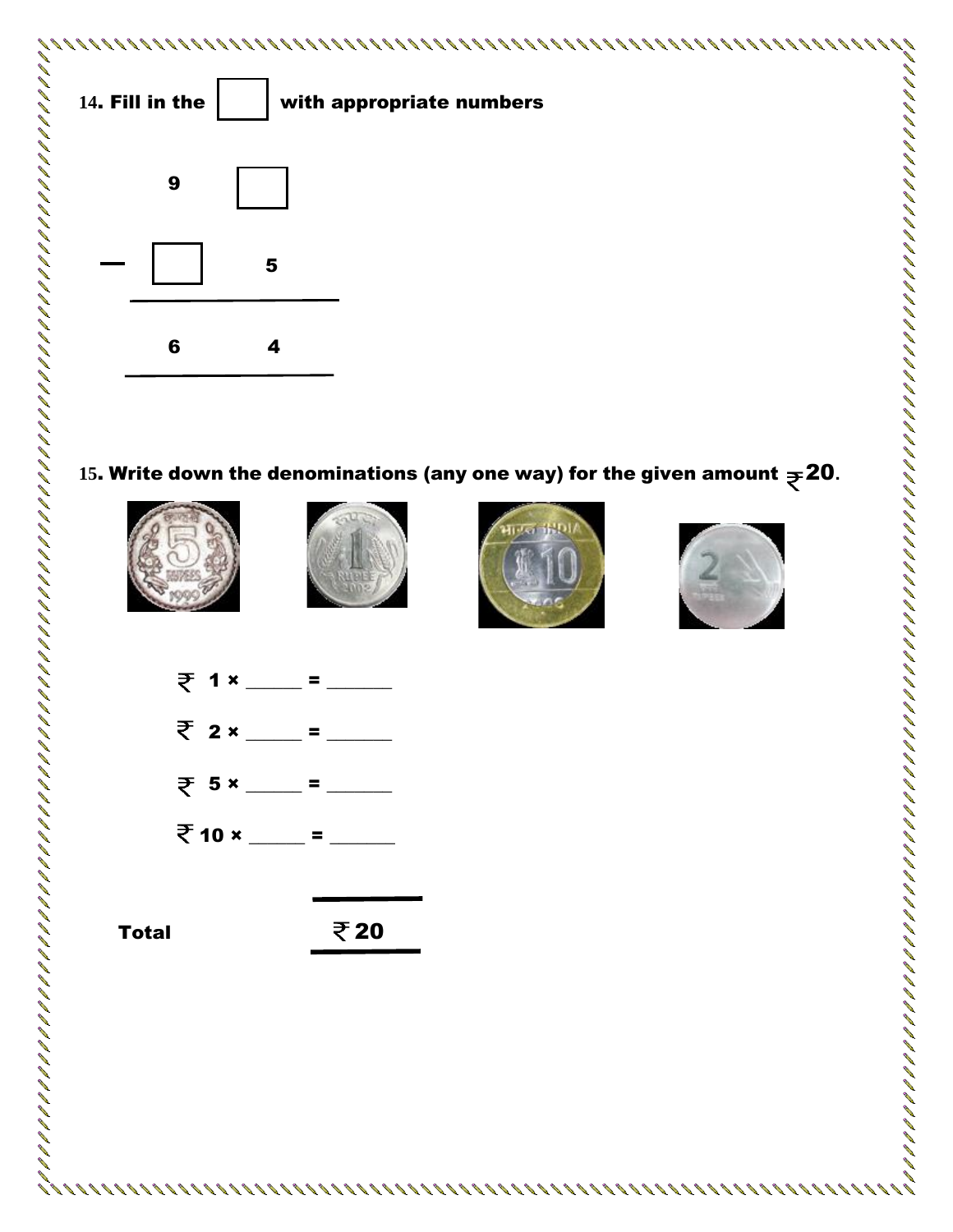**14. Fill in the ☐ with appropriate numbers**

```
    9   ☐
-   ☐   5
---------
    6   4
---------
```

**15. Write down the denominations (any one way) for the given amount ₹20.**

₹ 1 × _____ = ______

₹ 2 × _____ = ______

₹ 5 × _____ = ______

₹ 10 × _____ = ______

**Total** ₹ 20